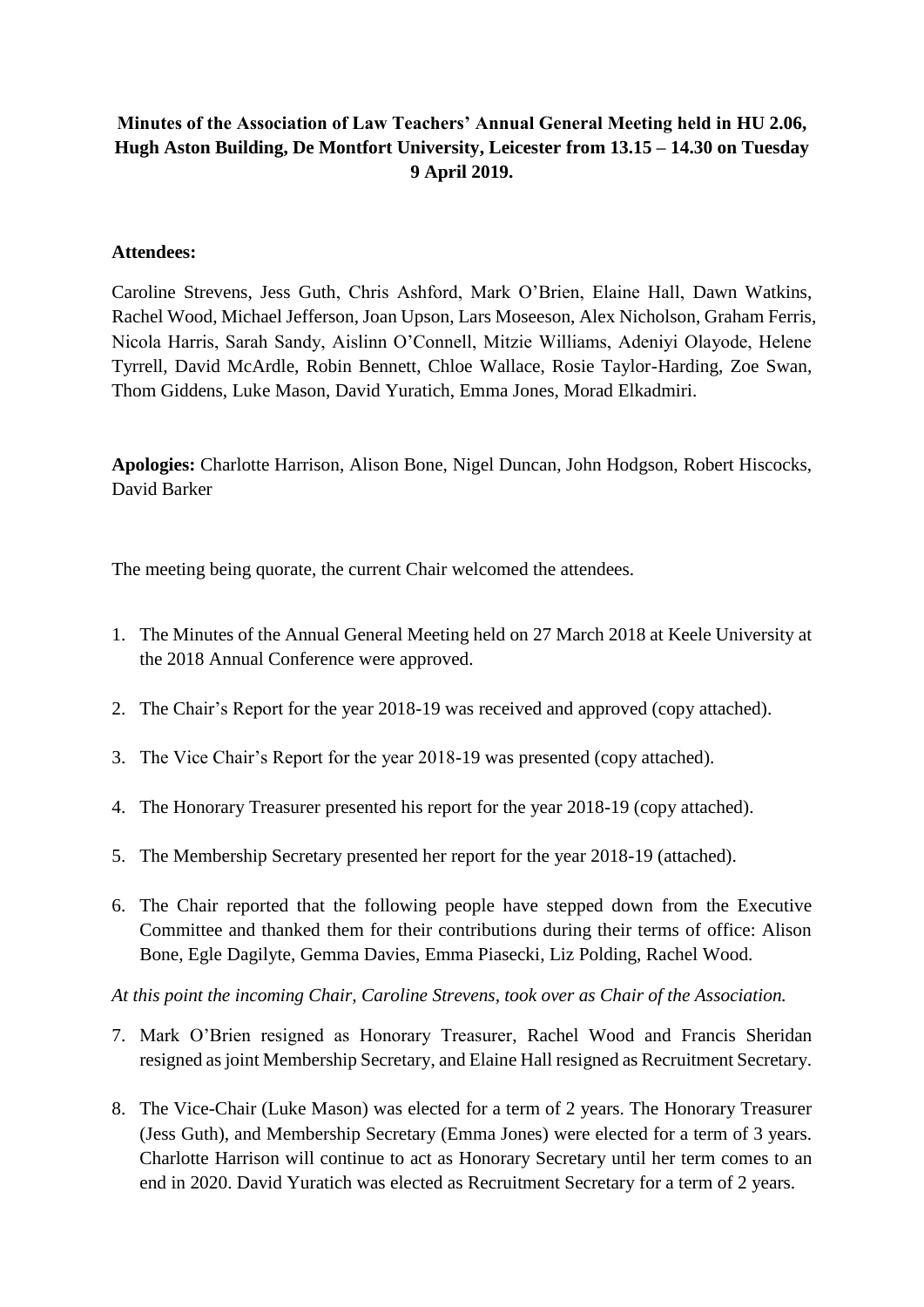**Minutes of the Association of Law Teachers' Annual General Meeting held in HU 2.06, Hugh Aston Building, De Montfort University, Leicester from 13.15 – 14.30 on Tuesday 9 April 2019.**

**Attendees:**

Caroline Strevens, Jess Guth, Chris Ashford, Mark O'Brien, Elaine Hall, Dawn Watkins, Rachel Wood, Michael Jefferson, Joan Upson, Lars Moseeson, Alex Nicholson, Graham Ferris, Nicola Harris, Sarah Sandy, Aislinn O'Connell, Mitzie Williams, Adeniyi Olayode, Helene Tyrrell, David McArdle, Robin Bennett, Chloe Wallace, Rosie Taylor-Harding, Zoe Swan, Thom Giddens, Luke Mason, David Yuratich, Emma Jones, Morad Elkadmiri.

**Apologies:** Charlotte Harrison, Alison Bone, Nigel Duncan, John Hodgson, Robert Hiscocks, David Barker

The meeting being quorate, the current Chair welcomed the attendees.

1. The Minutes of the Annual General Meeting held on 27 March 2018 at Keele University at the 2018 Annual Conference were approved.
2. The Chair's Report for the year 2018-19 was received and approved (copy attached).
3. The Vice Chair's Report for the year 2018-19 was presented (copy attached).
4. The Honorary Treasurer presented his report for the year 2018-19 (copy attached).
5. The Membership Secretary presented her report for the year 2018-19 (attached).
6. The Chair reported that the following people have stepped down from the Executive Committee and thanked them for their contributions during their terms of office: Alison Bone, Egle Dagilyte, Gemma Davies, Emma Piasecki, Liz Polding, Rachel Wood.

*At this point the incoming Chair, Caroline Strevens, took over as Chair of the Association.*

7. Mark O'Brien resigned as Honorary Treasurer, Rachel Wood and Francis Sheridan resigned as joint Membership Secretary, and Elaine Hall resigned as Recruitment Secretary.
8. The Vice-Chair (Luke Mason) was elected for a term of 2 years. The Honorary Treasurer (Jess Guth), and Membership Secretary (Emma Jones) were elected for a term of 3 years. Charlotte Harrison will continue to act as Honorary Secretary until her term comes to an end in 2020. David Yuratich was elected as Recruitment Secretary for a term of 2 years.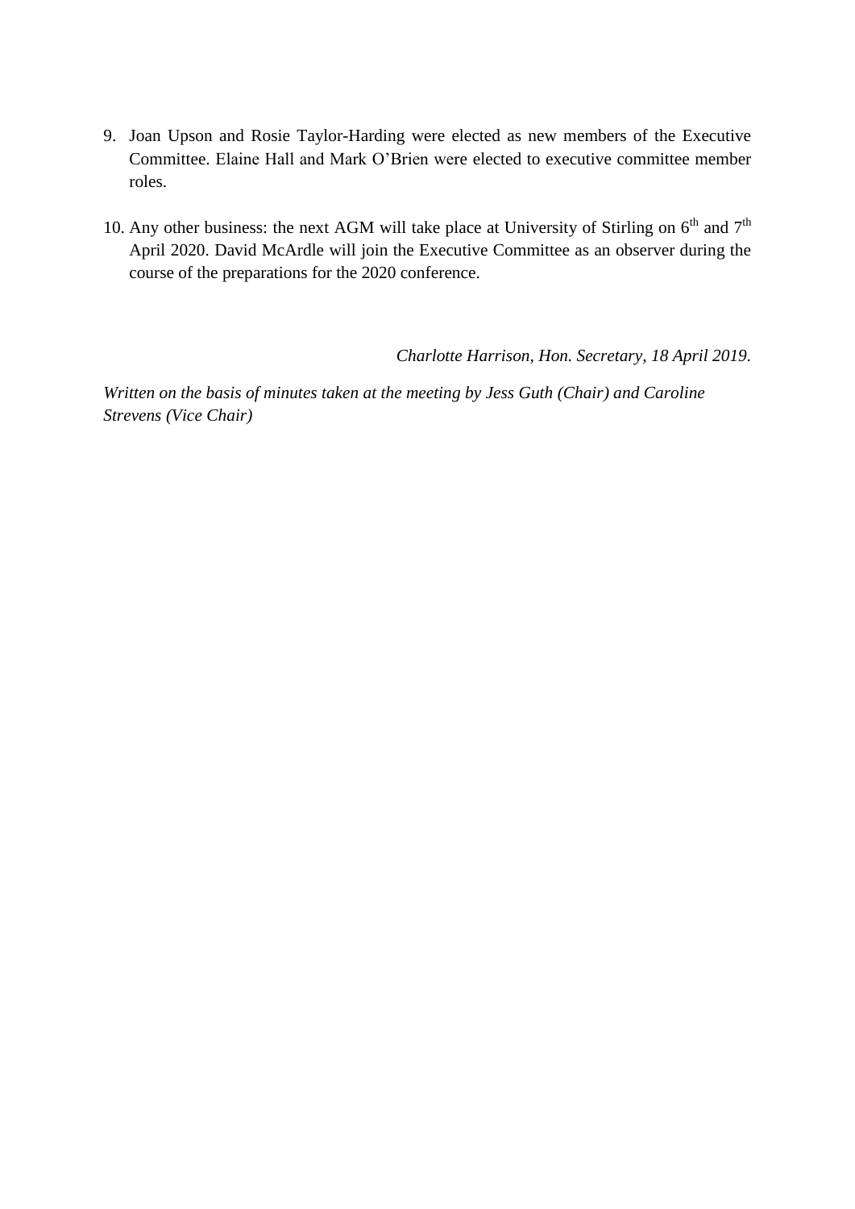9. Joan Upson and Rosie Taylor-Harding were elected as new members of the Executive Committee. Elaine Hall and Mark O'Brien were elected to executive committee member roles.

10. Any other business: the next AGM will take place at University of Stirling on 6th and 7th April 2020. David McArdle will join the Executive Committee as an observer during the course of the preparations for the 2020 conference.

*Charlotte Harrison, Hon. Secretary, 18 April 2019.*

*Written on the basis of minutes taken at the meeting by Jess Guth (Chair) and Caroline Strevens (Vice Chair)*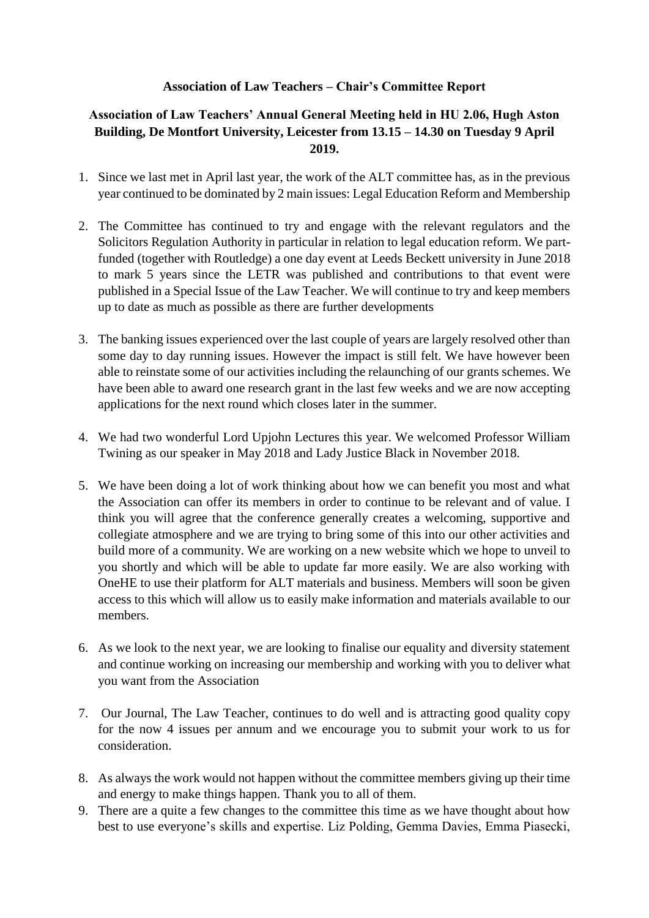**Association of Law Teachers – Chair's Committee Report**

**Association of Law Teachers' Annual General Meeting held in HU 2.06, Hugh Aston Building, De Montfort University, Leicester from 13.15 – 14.30 on Tuesday 9 April 2019.**

1. Since we last met in April last year, the work of the ALT committee has, as in the previous year continued to be dominated by 2 main issues: Legal Education Reform and Membership

2. The Committee has continued to try and engage with the relevant regulators and the Solicitors Regulation Authority in particular in relation to legal education reform. We part-funded (together with Routledge) a one day event at Leeds Beckett university in June 2018 to mark 5 years since the LETR was published and contributions to that event were published in a Special Issue of the Law Teacher. We will continue to try and keep members up to date as much as possible as there are further developments

3. The banking issues experienced over the last couple of years are largely resolved other than some day to day running issues. However the impact is still felt. We have however been able to reinstate some of our activities including the relaunching of our grants schemes. We have been able to award one research grant in the last few weeks and we are now accepting applications for the next round which closes later in the summer.

4. We had two wonderful Lord Upjohn Lectures this year. We welcomed Professor William Twining as our speaker in May 2018 and Lady Justice Black in November 2018.

5. We have been doing a lot of work thinking about how we can benefit you most and what the Association can offer its members in order to continue to be relevant and of value. I think you will agree that the conference generally creates a welcoming, supportive and collegiate atmosphere and we are trying to bring some of this into our other activities and build more of a community. We are working on a new website which we hope to unveil to you shortly and which will be able to update far more easily. We are also working with OneHE to use their platform for ALT materials and business. Members will soon be given access to this which will allow us to easily make information and materials available to our members.

6. As we look to the next year, we are looking to finalise our equality and diversity statement and continue working on increasing our membership and working with you to deliver what you want from the Association

7. Our Journal, The Law Teacher, continues to do well and is attracting good quality copy for the now 4 issues per annum and we encourage you to submit your work to us for consideration.

8. As always the work would not happen without the committee members giving up their time and energy to make things happen. Thank you to all of them.

9. There are a quite a few changes to the committee this time as we have thought about how best to use everyone's skills and expertise. Liz Polding, Gemma Davies, Emma Piasecki,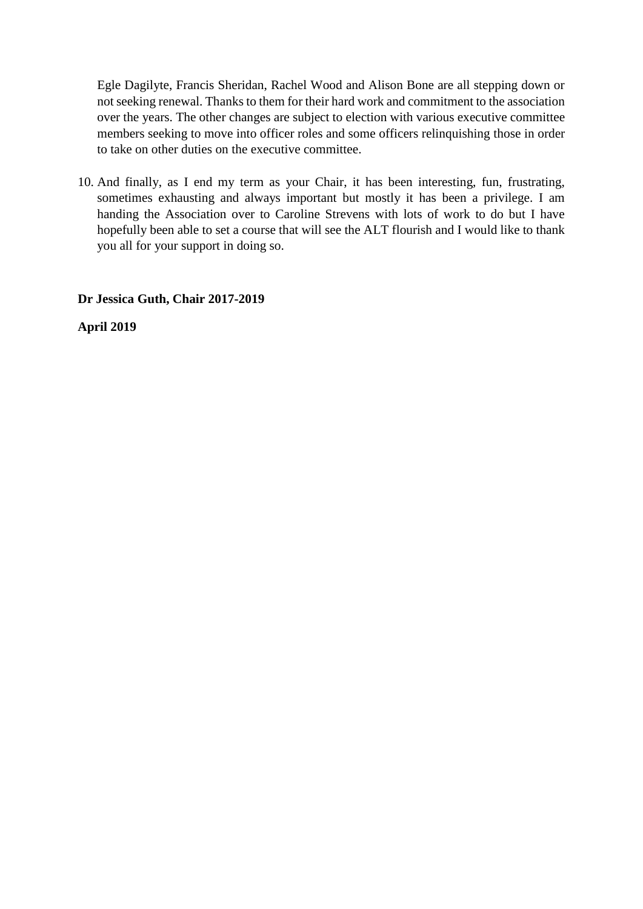Egle Dagilyte, Francis Sheridan, Rachel Wood and Alison Bone are all stepping down or not seeking renewal. Thanks to them for their hard work and commitment to the association over the years. The other changes are subject to election with various executive committee members seeking to move into officer roles and some officers relinquishing those in order to take on other duties on the executive committee.

10. And finally, as I end my term as your Chair, it has been interesting, fun, frustrating, sometimes exhausting and always important but mostly it has been a privilege. I am handing the Association over to Caroline Strevens with lots of work to do but I have hopefully been able to set a course that will see the ALT flourish and I would like to thank you all for your support in doing so.

**Dr Jessica Guth, Chair 2017-2019**

**April 2019**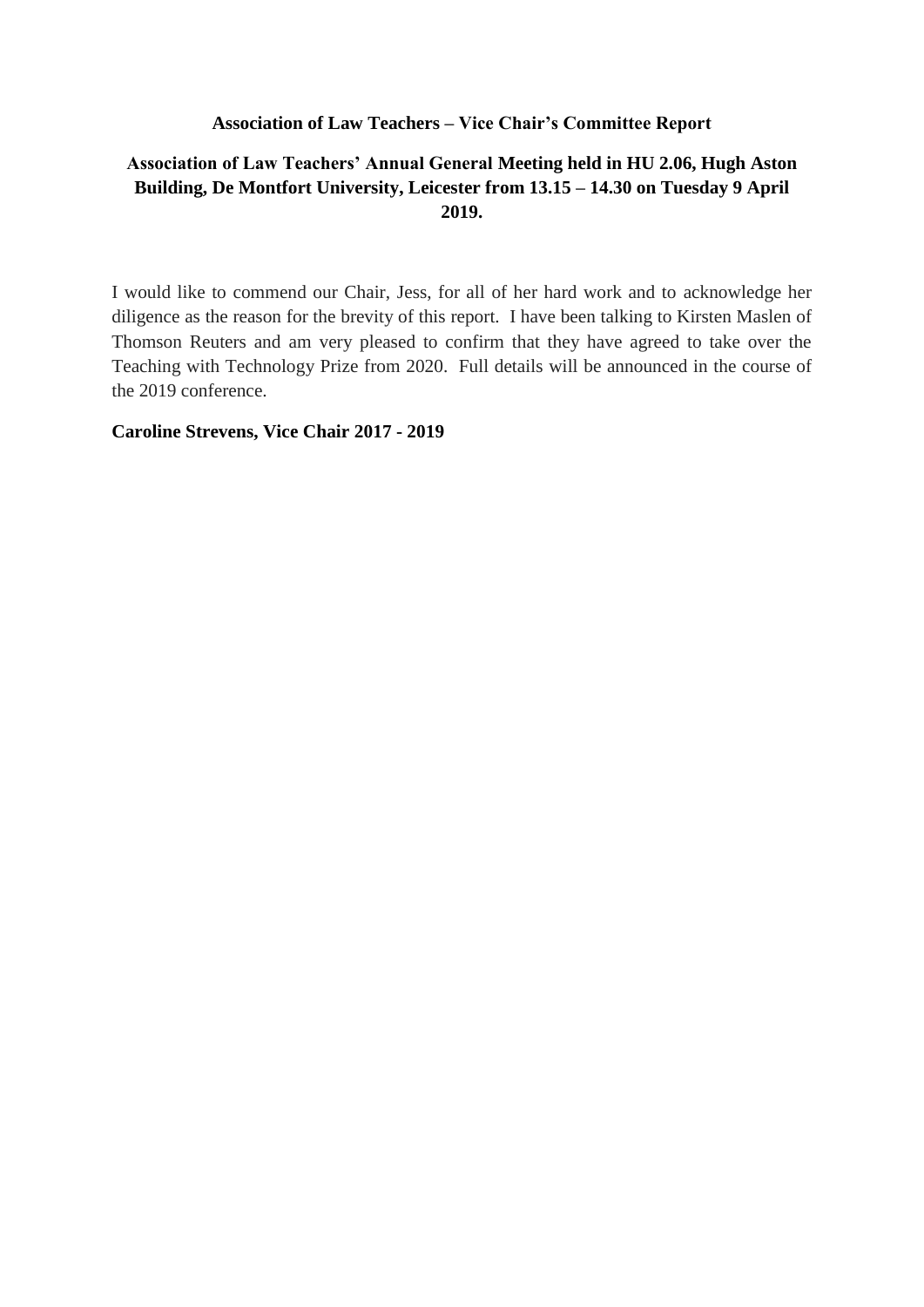**Association of Law Teachers – Vice Chair's Committee Report**

**Association of Law Teachers' Annual General Meeting held in HU 2.06, Hugh Aston Building, De Montfort University, Leicester from 13.15 – 14.30 on Tuesday 9 April 2019.**

I would like to commend our Chair, Jess, for all of her hard work and to acknowledge her diligence as the reason for the brevity of this report. I have been talking to Kirsten Maslen of Thomson Reuters and am very pleased to confirm that they have agreed to take over the Teaching with Technology Prize from 2020. Full details will be announced in the course of the 2019 conference.

**Caroline Strevens, Vice Chair 2017 - 2019**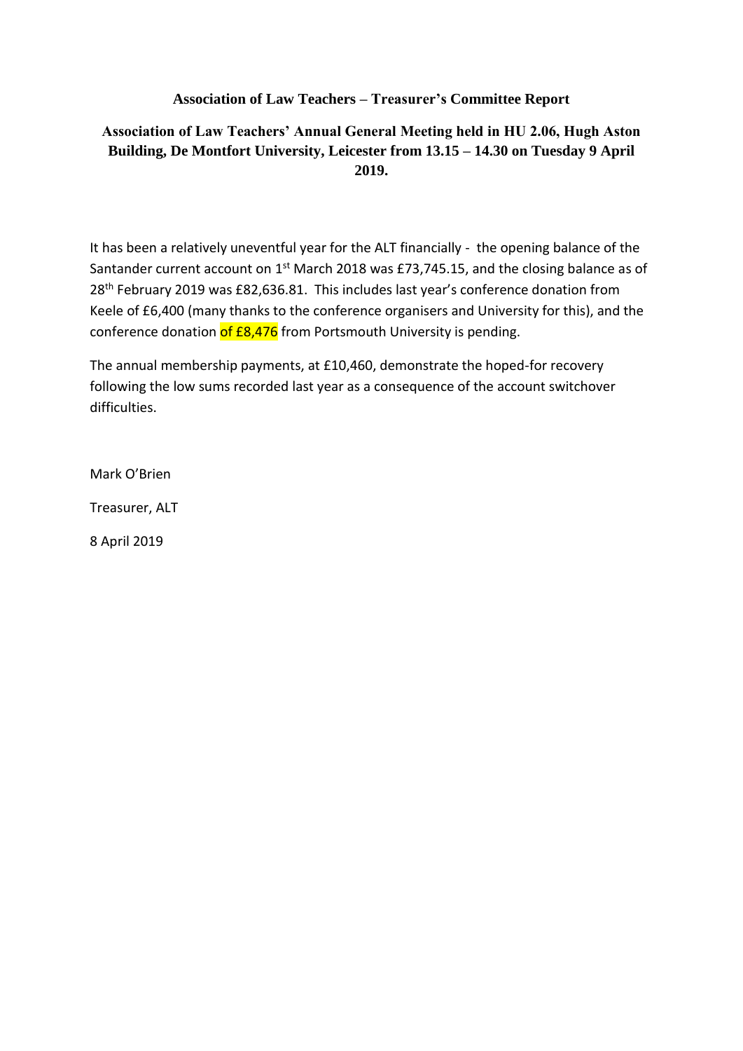**Association of Law Teachers – Treasurer's Committee Report**

**Association of Law Teachers' Annual General Meeting held in HU 2.06, Hugh Aston Building, De Montfort University, Leicester from 13.15 – 14.30 on Tuesday 9 April 2019.**

It has been a relatively uneventful year for the ALT financially - the opening balance of the Santander current account on 1st March 2018 was £73,745.15, and the closing balance as of 28th February 2019 was £82,636.81. This includes last year's conference donation from Keele of £6,400 (many thanks to the conference organisers and University for this), and the conference donation of £8,476 from Portsmouth University is pending.

The annual membership payments, at £10,460, demonstrate the hoped-for recovery following the low sums recorded last year as a consequence of the account switchover difficulties.

Mark O'Brien

Treasurer, ALT

8 April 2019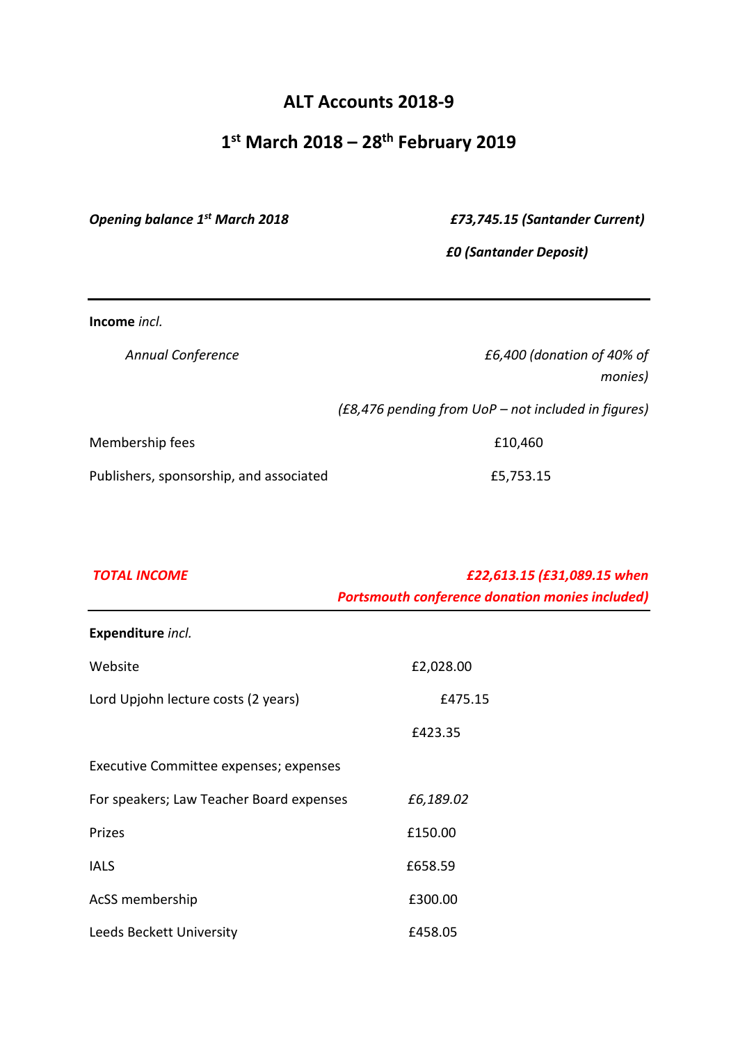# ALT Accounts 2018-9

## 1st March 2018 – 28th February 2019

| | |
|---|---|
| ***Opening balance 1st March 2018*** | ***£73,745.15 (Santander Current)*** |
| | ***£0 (Santander Deposit)*** |

---

**Income** *incl.*

| | |
|---|---|
| *Annual Conference* | *£6,400 (donation of 40% of monies)* |
| | *(£8,476 pending from UoP – not included in figures)* |
| Membership fees | £10,460 |
| Publishers, sponsorship, and associated | £5,753.15 |

| | |
|---|---|
| ***TOTAL INCOME*** | ***£22,613.15 (£31,089.15 when Portsmouth conference donation monies included)*** |

---

**Expenditure** *incl.*

| | |
|---|---|
| Website | £2,028.00 |
| Lord Upjohn lecture costs (2 years) | £475.15 |
| | £423.35 |
| Executive Committee expenses; expenses For speakers; Law Teacher Board expenses | *£6,189.02* |
| Prizes | £150.00 |
| IALS | £658.59 |
| AcSS membership | £300.00 |
| Leeds Beckett University | £458.05 |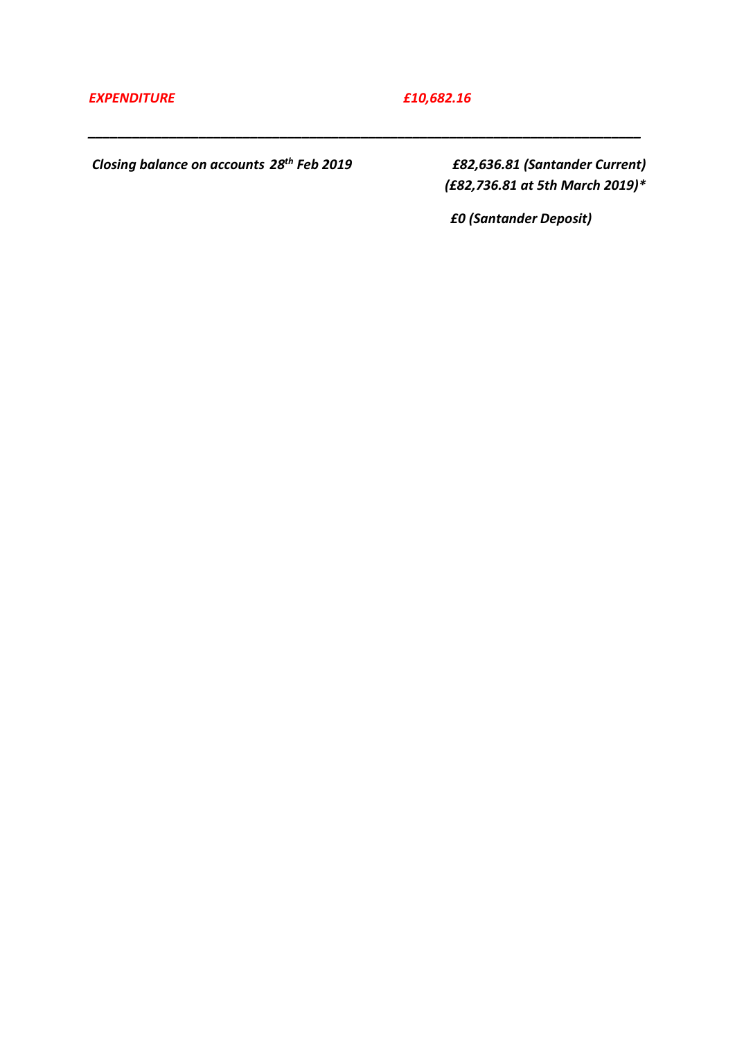***EXPENDITURE*** ***£10,682.16***

---

***Closing balance on accounts 28th Feb 2019*** ***£82,636.81 (Santander Current)***
***(£82,736.81 at 5th March 2019)****

***£0 (Santander Deposit)***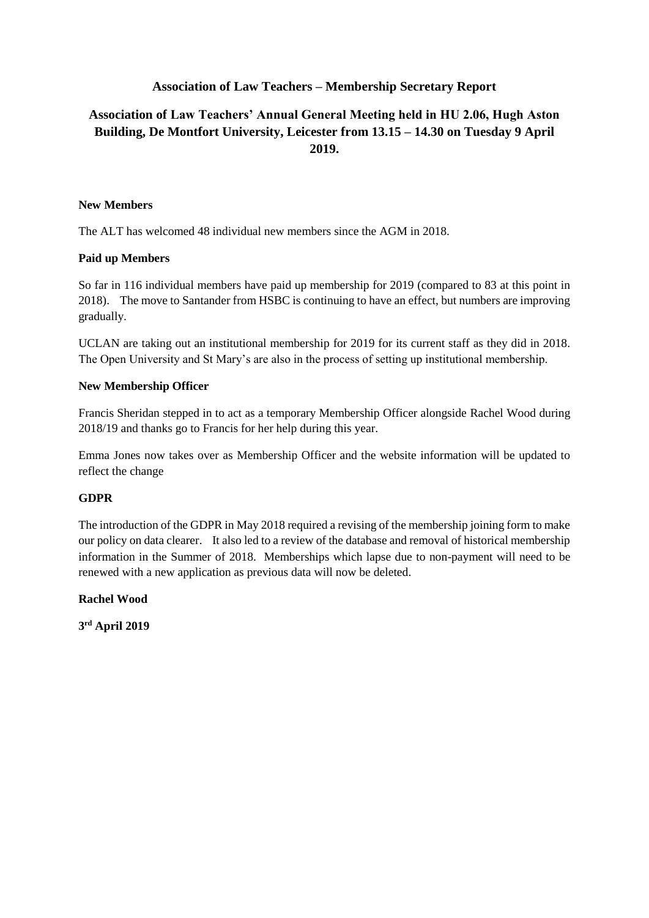## Association of Law Teachers – Membership Secretary Report

## Association of Law Teachers' Annual General Meeting held in HU 2.06, Hugh Aston Building, De Montfort University, Leicester from 13.15 – 14.30 on Tuesday 9 April 2019.

**New Members**

The ALT has welcomed 48 individual new members since the AGM in 2018.

**Paid up Members**

So far in 116 individual members have paid up membership for 2019 (compared to 83 at this point in 2018). The move to Santander from HSBC is continuing to have an effect, but numbers are improving gradually.

UCLAN are taking out an institutional membership for 2019 for its current staff as they did in 2018. The Open University and St Mary's are also in the process of setting up institutional membership.

**New Membership Officer**

Francis Sheridan stepped in to act as a temporary Membership Officer alongside Rachel Wood during 2018/19 and thanks go to Francis for her help during this year.

Emma Jones now takes over as Membership Officer and the website information will be updated to reflect the change

**GDPR**

The introduction of the GDPR in May 2018 required a revising of the membership joining form to make our policy on data clearer. It also led to a review of the database and removal of historical membership information in the Summer of 2018. Memberships which lapse due to non-payment will need to be renewed with a new application as previous data will now be deleted.

**Rachel Wood**

**3rd April 2019**